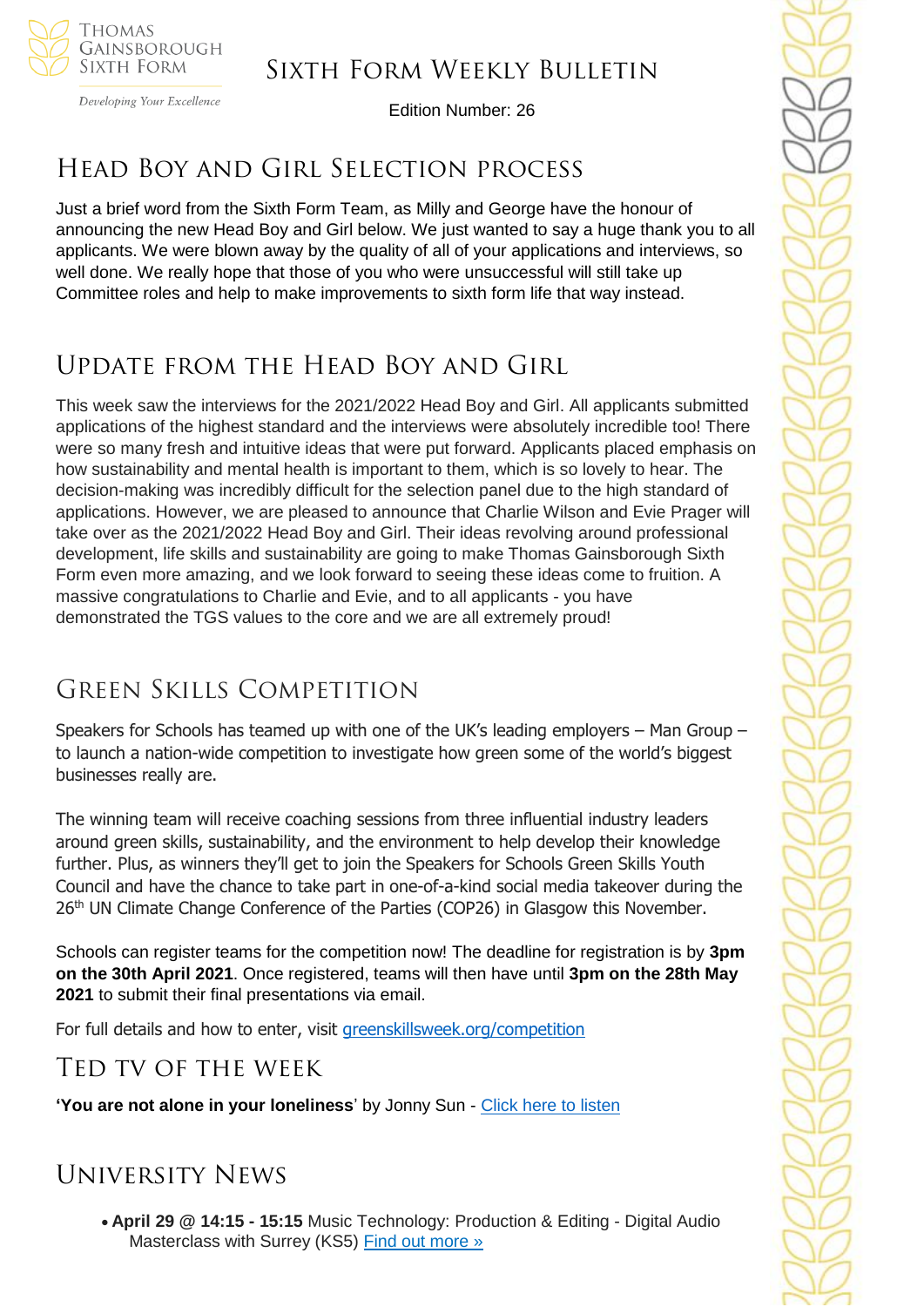# Sixth Form Weekly Bulletin

Edition Number: 26

## Head Boy and Girl Selection process

Just a brief word from the Sixth Form Team, as Milly and George have the honour of announcing the new Head Boy and Girl below. We just wanted to say a huge thank you to all applicants. We were blown away by the quality of all of your applications and interviews, so well done. We really hope that those of you who were unsuccessful will still take up Committee roles and help to make improvements to sixth form life that way instead.

## Update from the Head Boy and Girl

This week saw the interviews for the 2021/2022 Head Boy and Girl. All applicants submitted applications of the highest standard and the interviews were absolutely incredible too! There were so many fresh and intuitive ideas that were put forward. Applicants placed emphasis on how sustainability and mental health is important to them, which is so lovely to hear. The decision-making was incredibly difficult for the selection panel due to the high standard of applications. However, we are pleased to announce that Charlie Wilson and Evie Prager will take over as the 2021/2022 Head Boy and Girl. Their ideas revolving around professional development, life skills and sustainability are going to make Thomas Gainsborough Sixth Form even more amazing, and we look forward to seeing these ideas come to fruition. A massive congratulations to Charlie and Evie, and to all applicants - you have demonstrated the TGS values to the core and we are all extremely proud!

## Green Skills Competition

Speakers for Schools has teamed up with one of the UK's leading employers – Man Group – to launch a nation-wide competition to investigate how green some of the world's biggest businesses really are.

The winning team will receive coaching sessions from three influential industry leaders around green skills, sustainability, and the environment to help develop their knowledge further. Plus, as winners they'll get to join the Speakers for Schools Green Skills Youth Council and have the chance to take part in one-of-a-kind social media takeover during the 26th UN Climate Change Conference of the Parties (COP26) in Glasgow this November.

Schools can register teams for the competition now! The deadline for registration is by **3pm on the 30th April 2021**. Once registered, teams will then have until **3pm on the 28th May 2021** to submit their final presentations via email.

For full details and how to enter, visit greenskillsweek.org/competition

## Ted TV of the week

**'You are not alone in your loneliness**' by Jonny Sun - Click here to listen

## University News

- **April 29 @ 14:15 - 15:15** Music Technology: Production & Editing - Digital Audio Masterclass with Surrey (KS5) Find out more »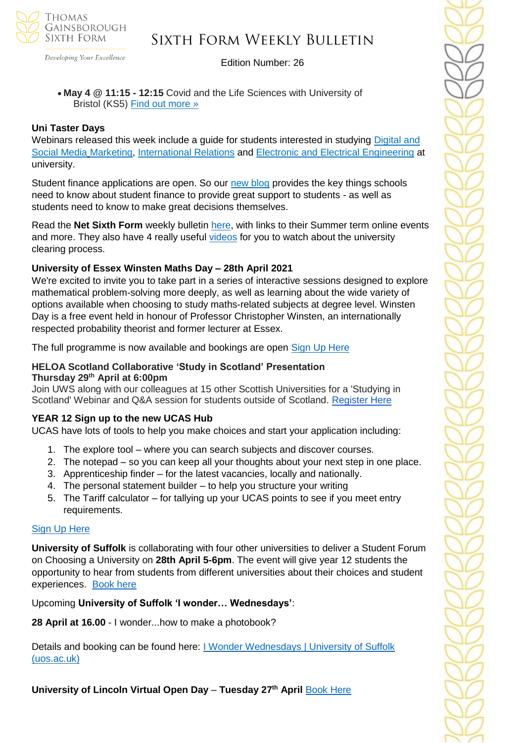- **May 4 @ 11:15 - 12:15** Covid and the Life Sciences with University of Bristol (KS5) Find out more »

**Uni Taster Days**

Webinars released this week include a guide for students interested in studying Digital and Social Media Marketing, International Relations and Electronic and Electrical Engineering at university.

Student finance applications are open. So our new blog provides the key things schools need to know about student finance to provide great support to students - as well as students need to know to make great decisions themselves.

Read the **Net Sixth Form** weekly bulletin here, with links to their Summer term online events and more. They also have 4 really useful videos for you to watch about the university clearing process.

**University of Essex Winsten Maths Day – 28th April 2021**

We're excited to invite you to take part in a series of interactive sessions designed to explore mathematical problem-solving more deeply, as well as learning about the wide variety of options available when choosing to study maths-related subjects at degree level. Winsten Day is a free event held in honour of Professor Christopher Winsten, an internationally respected probability theorist and former lecturer at Essex.

The full programme is now available and bookings are open Sign Up Here

**HELOA Scotland Collaborative 'Study in Scotland' Presentation**
**Thursday 29th April at 6:00pm**

Join UWS along with our colleagues at 15 other Scottish Universities for a 'Studying in Scotland' Webinar and Q&A session for students outside of Scotland. Register Here

**YEAR 12 Sign up to the new UCAS Hub**

UCAS have lots of tools to help you make choices and start your application including:

1. The explore tool – where you can search subjects and discover courses.
2. The notepad – so you can keep all your thoughts about your next step in one place.
3. Apprenticeship finder – for the latest vacancies, locally and nationally.
4. The personal statement builder – to help you structure your writing
5. The Tariff calculator – for tallying up your UCAS points to see if you meet entry requirements.

Sign Up Here

**University of Suffolk** is collaborating with four other universities to deliver a Student Forum on Choosing a University on **28th April 5-6pm**. The event will give year 12 students the opportunity to hear from students from different universities about their choices and student experiences. Book here

Upcoming **University of Suffolk 'I wonder… Wednesdays'**:

**28 April at 16.00** - I wonder...how to make a photobook?

Details and booking can be found here: I Wonder Wednesdays | University of Suffolk (uos.ac.uk)

**University of Lincoln Virtual Open Day** – **Tuesday 27th April** Book Here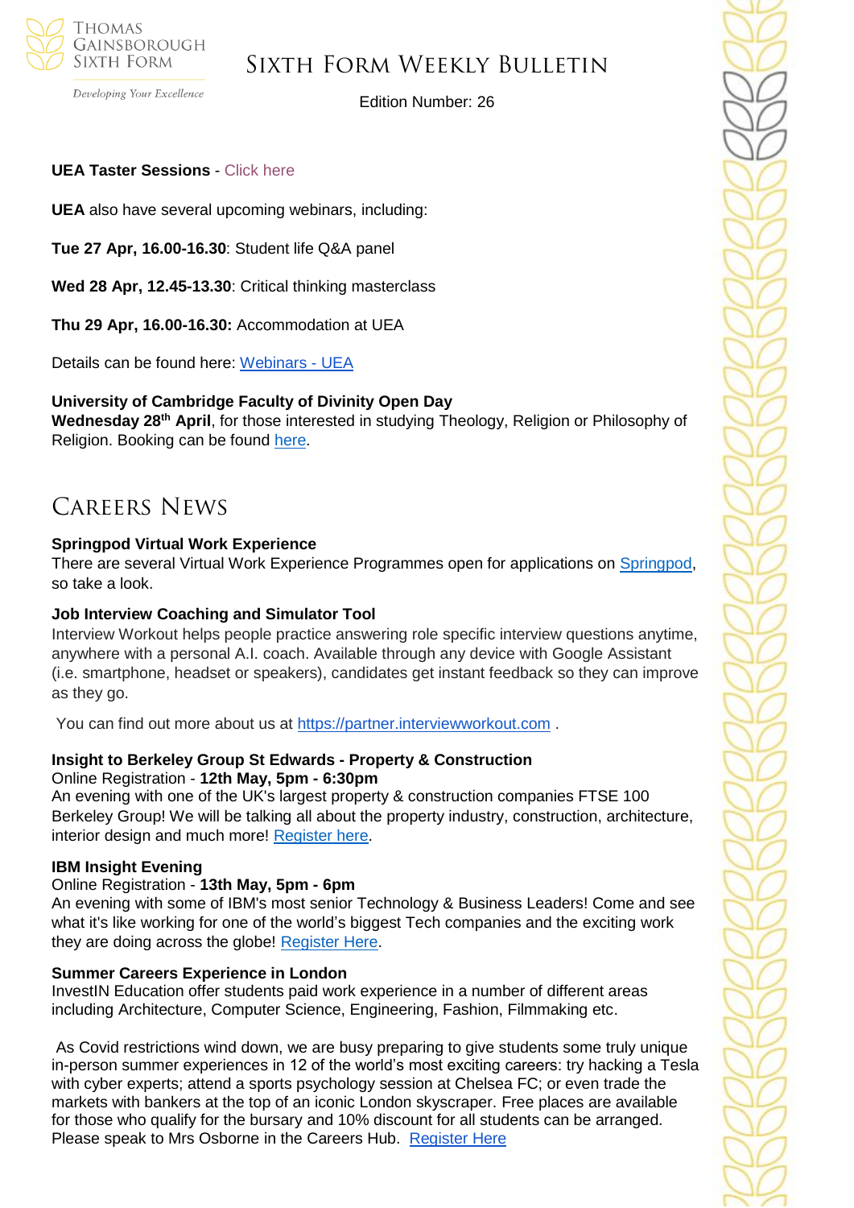**UEA Taster Sessions** - Click here

**UEA** also have several upcoming webinars, including:

**Tue 27 Apr, 16.00-16.30**: Student life Q&A panel

**Wed 28 Apr, 12.45-13.30**: Critical thinking masterclass

**Thu 29 Apr, 16.00-16.30:** Accommodation at UEA

Details can be found here: Webinars - UEA

**University of Cambridge Faculty of Divinity Open Day**
**Wednesday 28th April**, for those interested in studying Theology, Religion or Philosophy of Religion. Booking can be found here.

# Careers News

**Springpod Virtual Work Experience**
There are several Virtual Work Experience Programmes open for applications on Springpod, so take a look.

**Job Interview Coaching and Simulator Tool**
Interview Workout helps people practice answering role specific interview questions anytime, anywhere with a personal A.I. coach. Available through any device with Google Assistant (i.e. smartphone, headset or speakers), candidates get instant feedback so they can improve as they go.

You can find out more about us at https://partner.interviewworkout.com .

**Insight to Berkeley Group St Edwards - Property & Construction**
Online Registration - **12th May, 5pm - 6:30pm**
An evening with one of the UK's largest property & construction companies FTSE 100 Berkeley Group! We will be talking all about the property industry, construction, architecture, interior design and much more! Register here.

**IBM Insight Evening**
Online Registration - **13th May, 5pm - 6pm**
An evening with some of IBM's most senior Technology & Business Leaders! Come and see what it's like working for one of the world's biggest Tech companies and the exciting work they are doing across the globe! Register Here.

**Summer Careers Experience in London**
InvestIN Education offer students paid work experience in a number of different areas including Architecture, Computer Science, Engineering, Fashion, Filmmaking etc.

As Covid restrictions wind down, we are busy preparing to give students some truly unique in-person summer experiences in 12 of the world's most exciting careers: try hacking a Tesla with cyber experts; attend a sports psychology session at Chelsea FC; or even trade the markets with bankers at the top of an iconic London skyscraper. Free places are available for those who qualify for the bursary and 10% discount for all students can be arranged. Please speak to Mrs Osborne in the Careers Hub. Register Here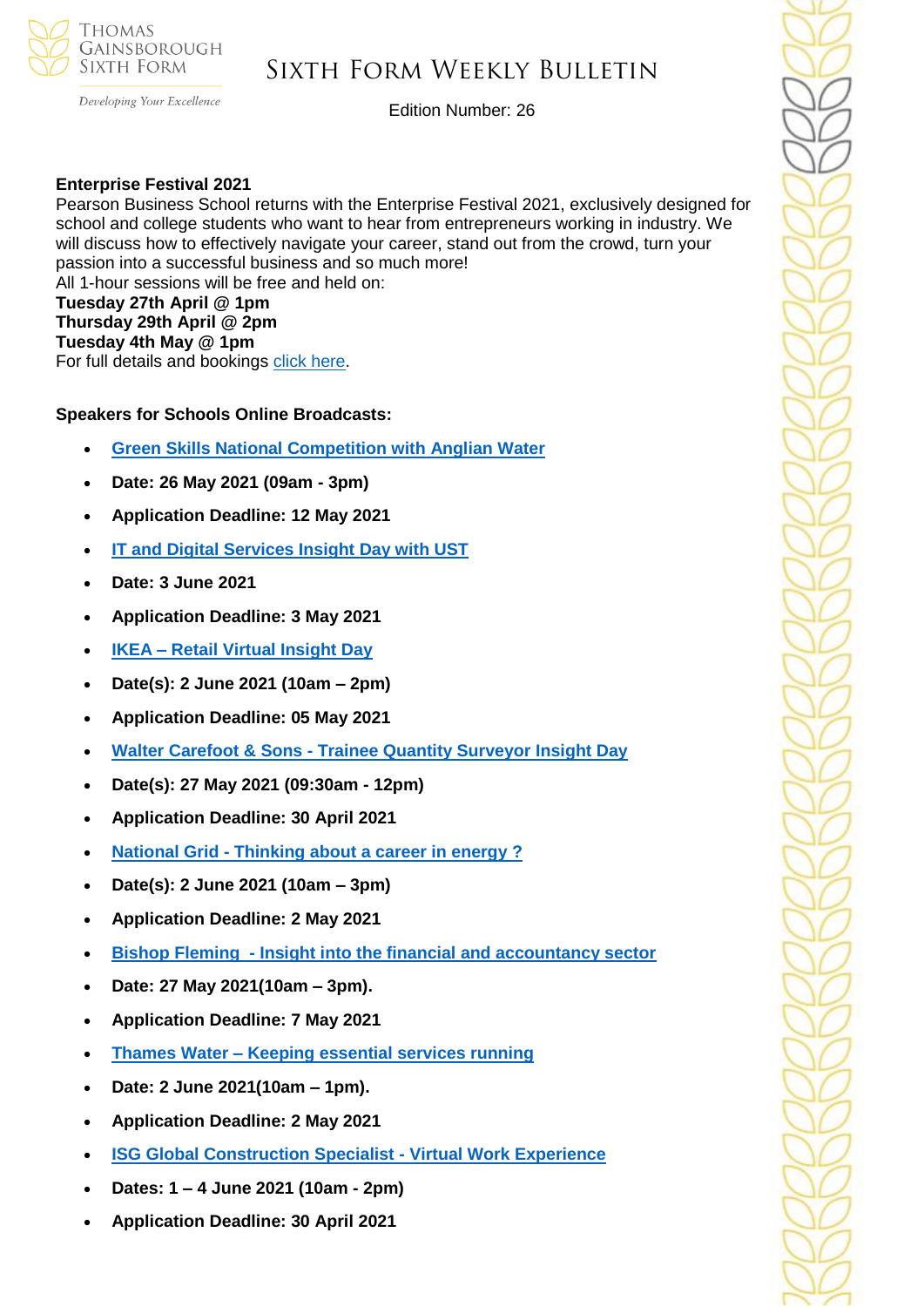**Enterprise Festival 2021**

Pearson Business School returns with the Enterprise Festival 2021, exclusively designed for school and college students who want to hear from entrepreneurs working in industry. We will discuss how to effectively navigate your career, stand out from the crowd, turn your passion into a successful business and so much more!

All 1-hour sessions will be free and held on:

**Tuesday 27th April @ 1pm**
**Thursday 29th April @ 2pm**
**Tuesday 4th May @ 1pm**

For full details and bookings click here.

**Speakers for Schools Online Broadcasts:**

- **Green Skills National Competition with Anglian Water**
- **Date: 26 May 2021 (09am - 3pm)**
- **Application Deadline: 12 May 2021**
- **IT and Digital Services Insight Day with UST**
- **Date: 3 June 2021**
- **Application Deadline: 3 May 2021**
- **IKEA – Retail Virtual Insight Day**
- **Date(s): 2 June 2021 (10am – 2pm)**
- **Application Deadline: 05 May 2021**
- **Walter Carefoot & Sons - Trainee Quantity Surveyor Insight Day**
- **Date(s): 27 May 2021 (09:30am - 12pm)**
- **Application Deadline: 30 April 2021**
- **National Grid - Thinking about a career in energy ?**
- **Date(s): 2 June 2021 (10am – 3pm)**
- **Application Deadline: 2 May 2021**
- **Bishop Fleming - Insight into the financial and accountancy sector**
- **Date: 27 May 2021(10am – 3pm).**
- **Application Deadline: 7 May 2021**
- **Thames Water – Keeping essential services running**
- **Date: 2 June 2021(10am – 1pm).**
- **Application Deadline: 2 May 2021**
- **ISG Global Construction Specialist - Virtual Work Experience**
- **Dates: 1 – 4 June 2021 (10am - 2pm)**
- **Application Deadline: 30 April 2021**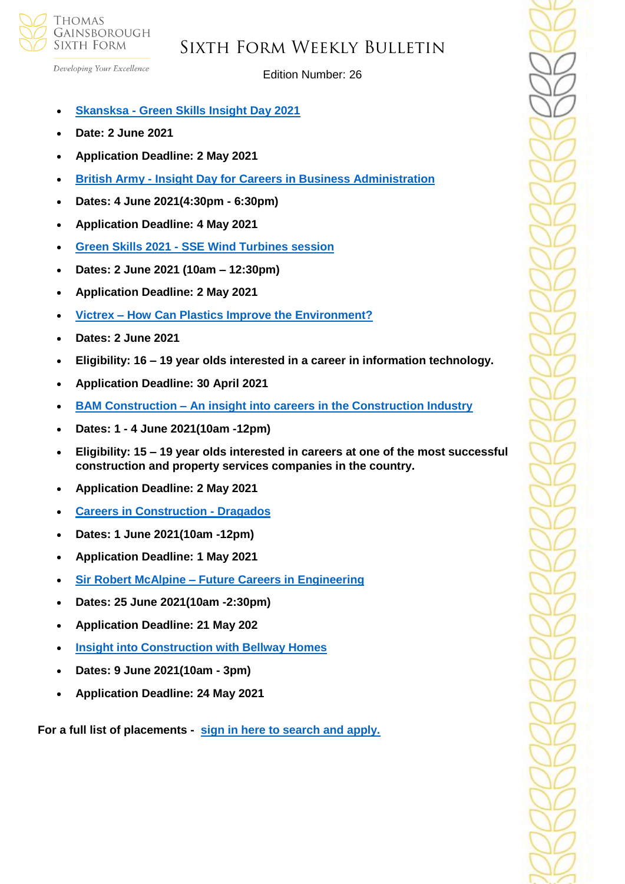- **[Skansksa - Green Skills Insight Day 2021]**
- **Date: 2 June 2021**
- **Application Deadline: 2 May 2021**
- **British Army - Insight Day for Careers in Business Administration**
- **Dates: 4 June 2021(4:30pm - 6:30pm)**
- **Application Deadline: 4 May 2021**
- **Green Skills 2021 - SSE Wind Turbines session**
- **Dates: 2 June 2021 (10am – 12:30pm)**
- **Application Deadline: 2 May 2021**
- **Victrex – How Can Plastics Improve the Environment?**
- **Dates: 2 June 2021**
- **Eligibility: 16 – 19 year olds interested in a career in information technology.**
- **Application Deadline: 30 April 2021**
- **BAM Construction – An insight into careers in the Construction Industry**
- **Dates: 1 - 4 June 2021(10am -12pm)**
- **Eligibility: 15 – 19 year olds interested in careers at one of the most successful construction and property services companies in the country.**
- **Application Deadline: 2 May 2021**
- **Careers in Construction - Dragados**
- **Dates: 1 June 2021(10am -12pm)**
- **Application Deadline: 1 May 2021**
- **Sir Robert McAlpine – Future Careers in Engineering**
- **Dates: 25 June 2021(10am -2:30pm)**
- **Application Deadline: 21 May 202**
- **Insight into Construction with Bellway Homes**
- **Dates: 9 June 2021(10am - 3pm)**
- **Application Deadline: 24 May 2021**

**For a full list of placements - sign in here to search and apply.**